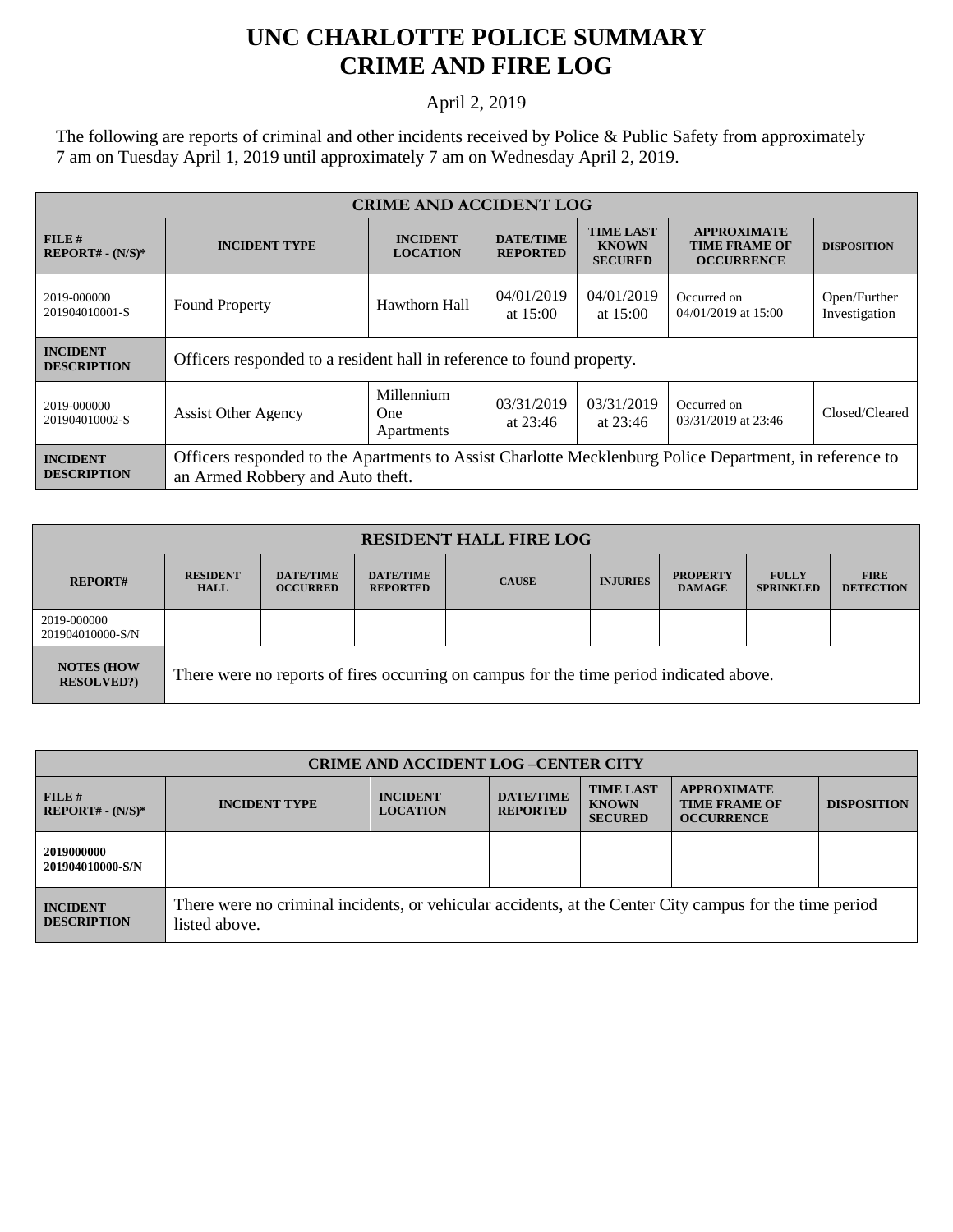# UNC CHARLOTTE POLICE SUMMARY
# CRIME AND FIRE LOG

April 2, 2019

The following are reports of criminal and other incidents received by Police & Public Safety from approximately 7 am on Tuesday April 1, 2019 until approximately 7 am on Wednesday April 2, 2019.

| CRIME AND ACCIDENT LOG | | | | | | |
|---|---|---|---|---|---|---|
| **FILE # REPORT# - (N/S)\*** | **INCIDENT TYPE** | **INCIDENT LOCATION** | **DATE/TIME REPORTED** | **TIME LAST KNOWN SECURED** | **APPROXIMATE TIME FRAME OF OCCURRENCE** | **DISPOSITION** |
| 2019-000000 201904010001-S | Found Property | Hawthorn Hall | 04/01/2019 at 15:00 | 04/01/2019 at 15:00 | Occurred on 04/01/2019 at 15:00 | Open/Further Investigation |
| **INCIDENT DESCRIPTION** | Officers responded to a resident hall in reference to found property. | | | | | |
| 2019-000000 201904010002-S | Assist Other Agency | Millennium One Apartments | 03/31/2019 at 23:46 | 03/31/2019 at 23:46 | Occurred on 03/31/2019 at 23:46 | Closed/Cleared |
| **INCIDENT DESCRIPTION** | Officers responded to the Apartments to Assist Charlotte Mecklenburg Police Department, in reference to an Armed Robbery and Auto theft. | | | | | |

| RESIDENT HALL FIRE LOG | | | | | | | | |
|---|---|---|---|---|---|---|---|---|
| **REPORT#** | **RESIDENT HALL** | **DATE/TIME OCCURRED** | **DATE/TIME REPORTED** | **CAUSE** | **INJURIES** | **PROPERTY DAMAGE** | **FULLY SPRINKLED** | **FIRE DETECTION** |
| 2019-000000 201904010000-S/N | | | | | | | | |
| **NOTES (HOW RESOLVED?)** | There were no reports of fires occurring on campus for the time period indicated above. | | | | | | | |

| CRIME AND ACCIDENT LOG –CENTER CITY | | | | | | |
|---|---|---|---|---|---|---|
| **FILE # REPORT# - (N/S)\*** | **INCIDENT TYPE** | **INCIDENT LOCATION** | **DATE/TIME REPORTED** | **TIME LAST KNOWN SECURED** | **APPROXIMATE TIME FRAME OF OCCURRENCE** | **DISPOSITION** |
| **2019000000 201904010000-S/N** | | | | | | |
| **INCIDENT DESCRIPTION** | There were no criminal incidents, or vehicular accidents, at the Center City campus for the time period listed above. | | | | | |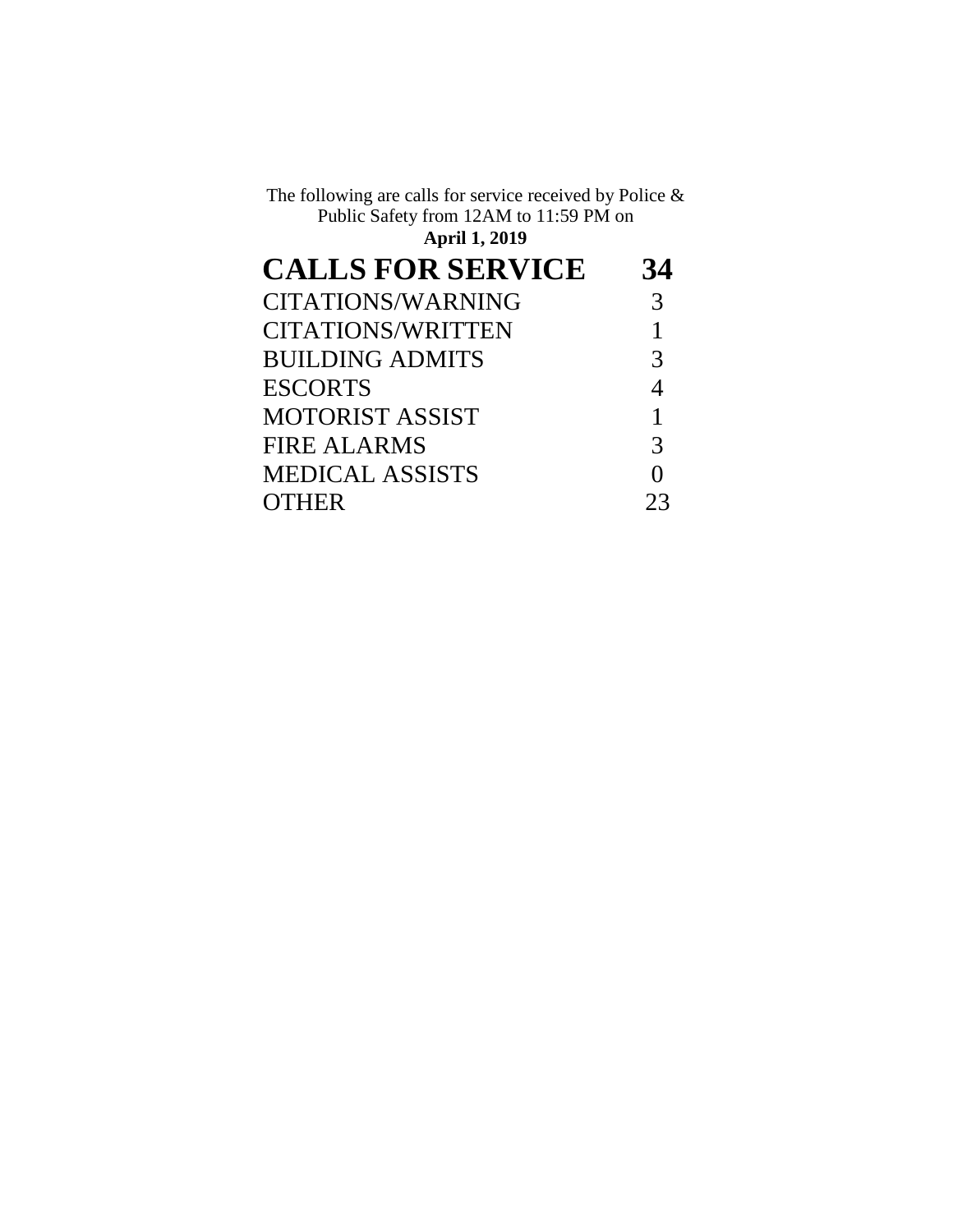The following are calls for service received by Police & Public Safety from 12AM to 11:59 PM on

**April 1, 2019**

| | |
|---|---|
| **CALLS FOR SERVICE** | **34** |
| CITATIONS/WARNING | 3 |
| CITATIONS/WRITTEN | 1 |
| BUILDING ADMITS | 3 |
| ESCORTS | 4 |
| MOTORIST ASSIST | 1 |
| FIRE ALARMS | 3 |
| MEDICAL ASSISTS | 0 |
| OTHER | 23 |